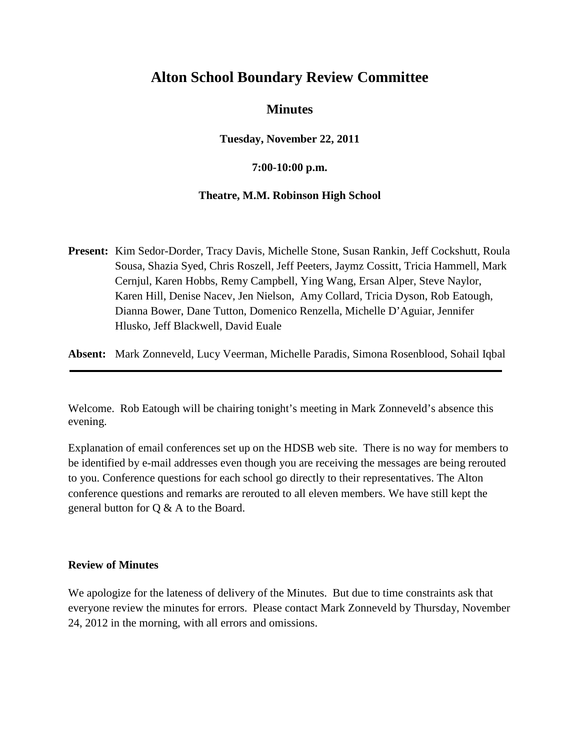# Alton School Boundary Review Committee

## Minutes

**Tuesday, November 22, 2011**

**7:00-10:00 p.m.**

**Theatre, M.M. Robinson High School**

**Present:** Kim Sedor-Dorder, Tracy Davis, Michelle Stone, Susan Rankin, Jeff Cockshutt, Roula Sousa, Shazia Syed, Chris Roszell, Jeff Peeters, Jaymz Cossitt, Tricia Hammell, Mark Cernjul, Karen Hobbs, Remy Campbell, Ying Wang, Ersan Alper, Steve Naylor, Karen Hill, Denise Nacev, Jen Nielson, Amy Collard, Tricia Dyson, Rob Eatough, Dianna Bower, Dane Tutton, Domenico Renzella, Michelle D'Aguiar, Jennifer Hlusko, Jeff Blackwell, David Euale

**Absent:** Mark Zonneveld, Lucy Veerman, Michelle Paradis, Simona Rosenblood, Sohail Iqbal

---

Welcome. Rob Eatough will be chairing tonight's meeting in Mark Zonneveld's absence this evening.

Explanation of email conferences set up on the HDSB web site. There is no way for members to be identified by e-mail addresses even though you are receiving the messages are being rerouted to you. Conference questions for each school go directly to their representatives. The Alton conference questions and remarks are rerouted to all eleven members. We have still kept the general button for Q & A to the Board.

**Review of Minutes**

We apologize for the lateness of delivery of the Minutes. But due to time constraints ask that everyone review the minutes for errors. Please contact Mark Zonneveld by Thursday, November 24, 2012 in the morning, with all errors and omissions.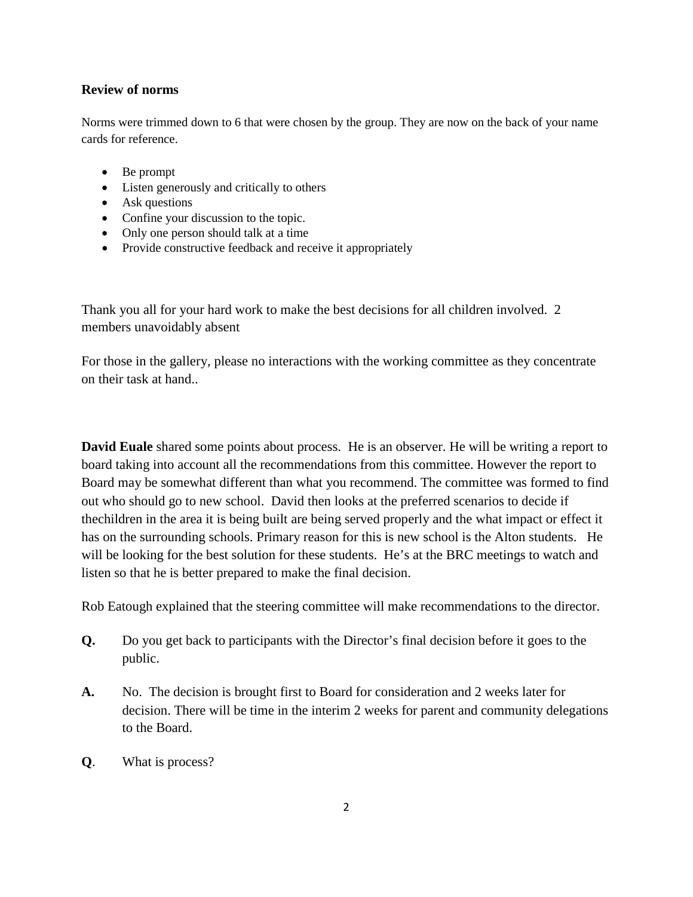**Review of norms**

Norms were trimmed down to 6 that were chosen by the group. They are now on the back of your name cards for reference.

- Be prompt
- Listen generously and critically to others
- Ask questions
- Confine your discussion to the topic.
- Only one person should talk at a time
- Provide constructive feedback and receive it appropriately

Thank you all for your hard work to make the best decisions for all children involved. 2 members unavoidably absent

For those in the gallery, please no interactions with the working committee as they concentrate on their task at hand..

**David Euale** shared some points about process. He is an observer. He will be writing a report to board taking into account all the recommendations from this committee. However the report to Board may be somewhat different than what you recommend. The committee was formed to find out who should go to new school. David then looks at the preferred scenarios to decide if thechildren in the area it is being built are being served properly and the what impact or effect it has on the surrounding schools. Primary reason for this is new school is the Alton students. He will be looking for the best solution for these students. He's at the BRC meetings to watch and listen so that he is better prepared to make the final decision.

Rob Eatough explained that the steering committee will make recommendations to the director.

**Q.** Do you get back to participants with the Director's final decision before it goes to the public.

**A.** No. The decision is brought first to Board for consideration and 2 weeks later for decision. There will be time in the interim 2 weeks for parent and community delegations to the Board.

**Q**. What is process?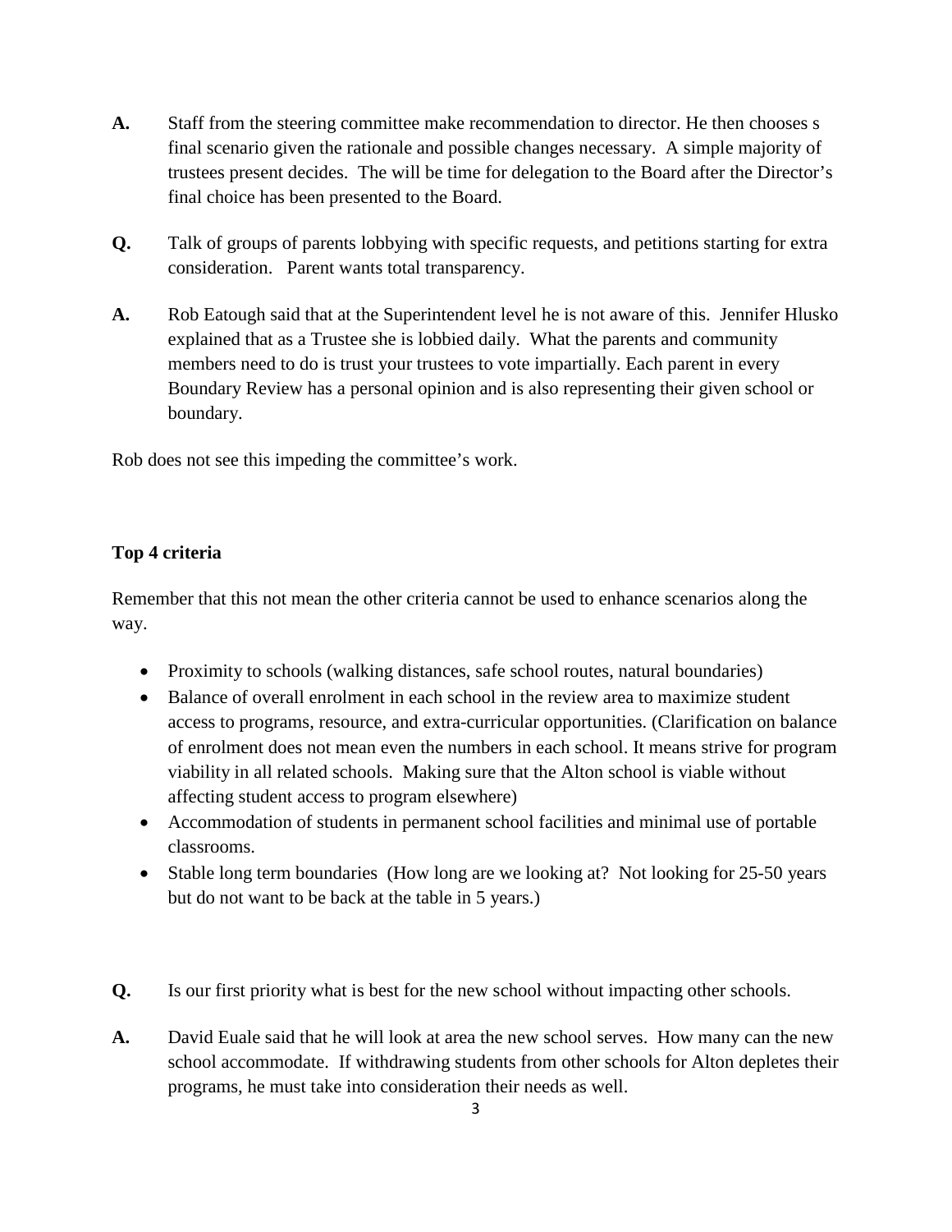**A.** Staff from the steering committee make recommendation to director. He then chooses s final scenario given the rationale and possible changes necessary. A simple majority of trustees present decides. The will be time for delegation to the Board after the Director's final choice has been presented to the Board.

**Q.** Talk of groups of parents lobbying with specific requests, and petitions starting for extra consideration. Parent wants total transparency.

**A.** Rob Eatough said that at the Superintendent level he is not aware of this. Jennifer Hlusko explained that as a Trustee she is lobbied daily. What the parents and community members need to do is trust your trustees to vote impartially. Each parent in every Boundary Review has a personal opinion and is also representing their given school or boundary.

Rob does not see this impeding the committee's work.

**Top 4 criteria**

Remember that this not mean the other criteria cannot be used to enhance scenarios along the way.

- Proximity to schools (walking distances, safe school routes, natural boundaries)
- Balance of overall enrolment in each school in the review area to maximize student access to programs, resource, and extra-curricular opportunities. (Clarification on balance of enrolment does not mean even the numbers in each school. It means strive for program viability in all related schools. Making sure that the Alton school is viable without affecting student access to program elsewhere)
- Accommodation of students in permanent school facilities and minimal use of portable classrooms.
- Stable long term boundaries (How long are we looking at? Not looking for 25-50 years but do not want to be back at the table in 5 years.)

**Q.** Is our first priority what is best for the new school without impacting other schools.

**A.** David Euale said that he will look at area the new school serves. How many can the new school accommodate. If withdrawing students from other schools for Alton depletes their programs, he must take into consideration their needs as well.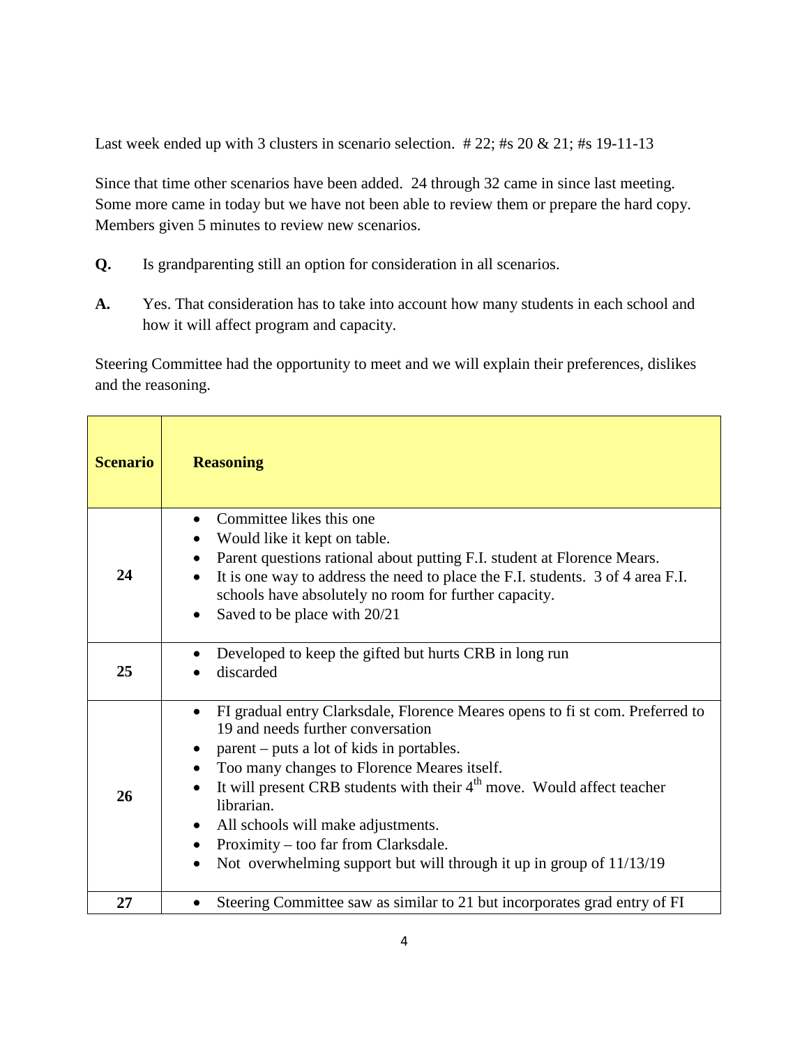Last week ended up with 3 clusters in scenario selection.  # 22; #s 20 & 21; #s 19-11-13

Since that time other scenarios have been added.  24 through 32 came in since last meeting. Some more came in today but we have not been able to review them or prepare the hard copy. Members given 5 minutes to review new scenarios.

**Q.** Is grandparenting still an option for consideration in all scenarios.

**A.** Yes. That consideration has to take into account how many students in each school and how it will affect program and capacity.

Steering Committee had the opportunity to meet and we will explain their preferences, dislikes and the reasoning.

| Scenario | Reasoning |
|---|---|
| **24** | • Committee likes this one<br>• Would like it kept on table.<br>• Parent questions rational about putting F.I. student at Florence Mears.<br>• It is one way to address the need to place the F.I. students.  3 of 4 area F.I. schools have absolutely no room for further capacity.<br>• Saved to be place with 20/21 |
| **25** | • Developed to keep the gifted but hurts CRB in long run<br>• discarded |
| **26** | • FI gradual entry Clarksdale, Florence Meares opens to fi st com. Preferred to 19 and needs further conversation<br>• parent – puts a lot of kids in portables.<br>• Too many changes to Florence Meares itself.<br>• It will present CRB students with their 4th move.  Would affect teacher librarian.<br>• All schools will make adjustments.<br>• Proximity – too far from Clarksdale.<br>• Not  overwhelming support but will through it up in group of 11/13/19 |
| **27** | • Steering Committee saw as similar to 21 but incorporates grad entry of FI |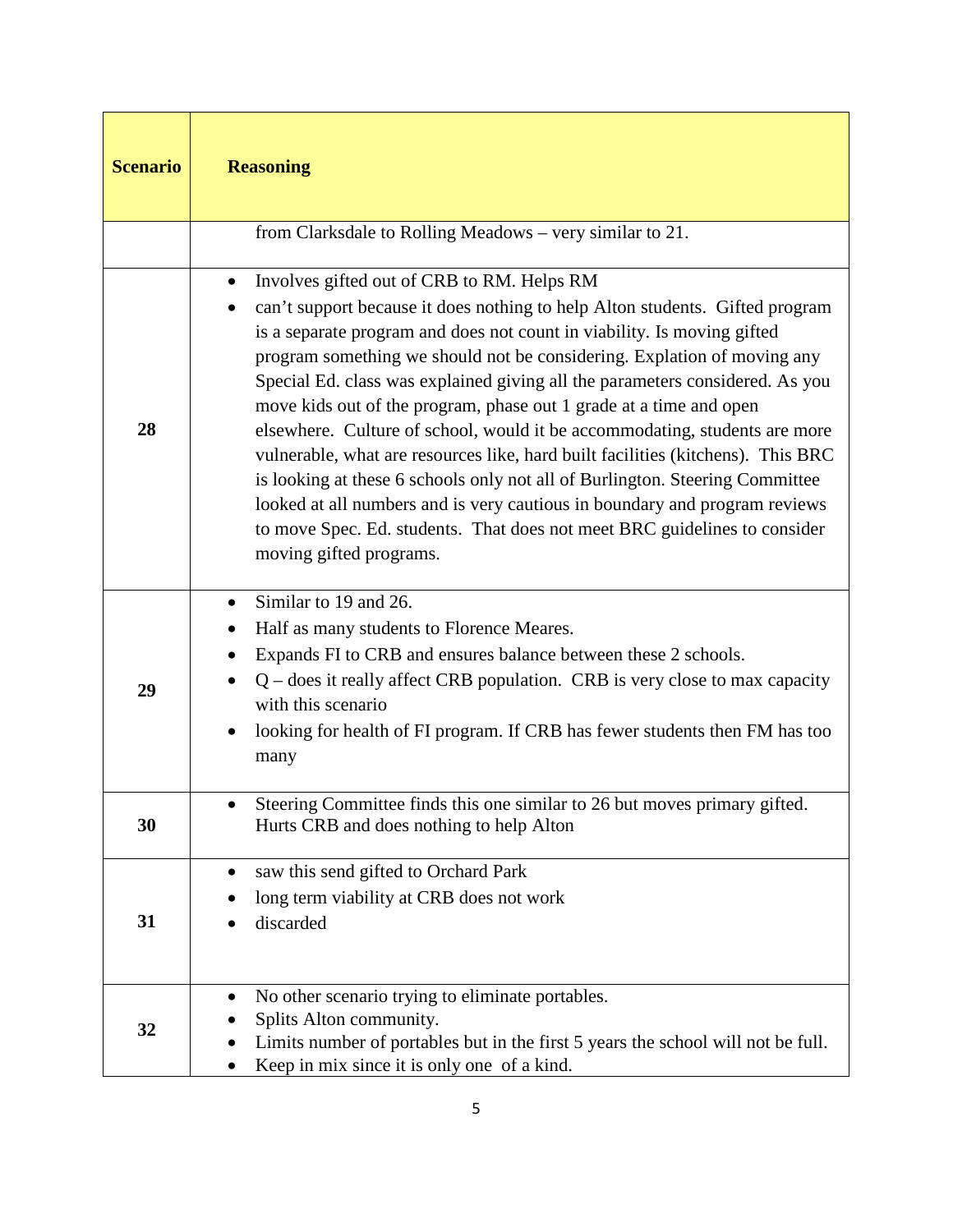| Scenario | Reasoning |
|---|---|
| | from Clarksdale to Rolling Meadows – very similar to 21. |
| 28 | • Involves gifted out of CRB to RM. Helps RM<br>• can't support because it does nothing to help Alton students. Gifted program is a separate program and does not count in viability. Is moving gifted program something we should not be considering. Explation of moving any Special Ed. class was explained giving all the parameters considered. As you move kids out of the program, phase out 1 grade at a time and open elsewhere. Culture of school, would it be accommodating, students are more vulnerable, what are resources like, hard built facilities (kitchens). This BRC is looking at these 6 schools only not all of Burlington. Steering Committee looked at all numbers and is very cautious in boundary and program reviews to move Spec. Ed. students. That does not meet BRC guidelines to consider moving gifted programs. |
| 29 | • Similar to 19 and 26.<br>• Half as many students to Florence Meares.<br>• Expands FI to CRB and ensures balance between these 2 schools.<br>• Q – does it really affect CRB population. CRB is very close to max capacity with this scenario<br>• looking for health of FI program. If CRB has fewer students then FM has too many |
| 30 | • Steering Committee finds this one similar to 26 but moves primary gifted. Hurts CRB and does nothing to help Alton |
| 31 | • saw this send gifted to Orchard Park<br>• long term viability at CRB does not work<br>• discarded |
| 32 | • No other scenario trying to eliminate portables.<br>• Splits Alton community.<br>• Limits number of portables but in the first 5 years the school will not be full.<br>• Keep in mix since it is only one of a kind. |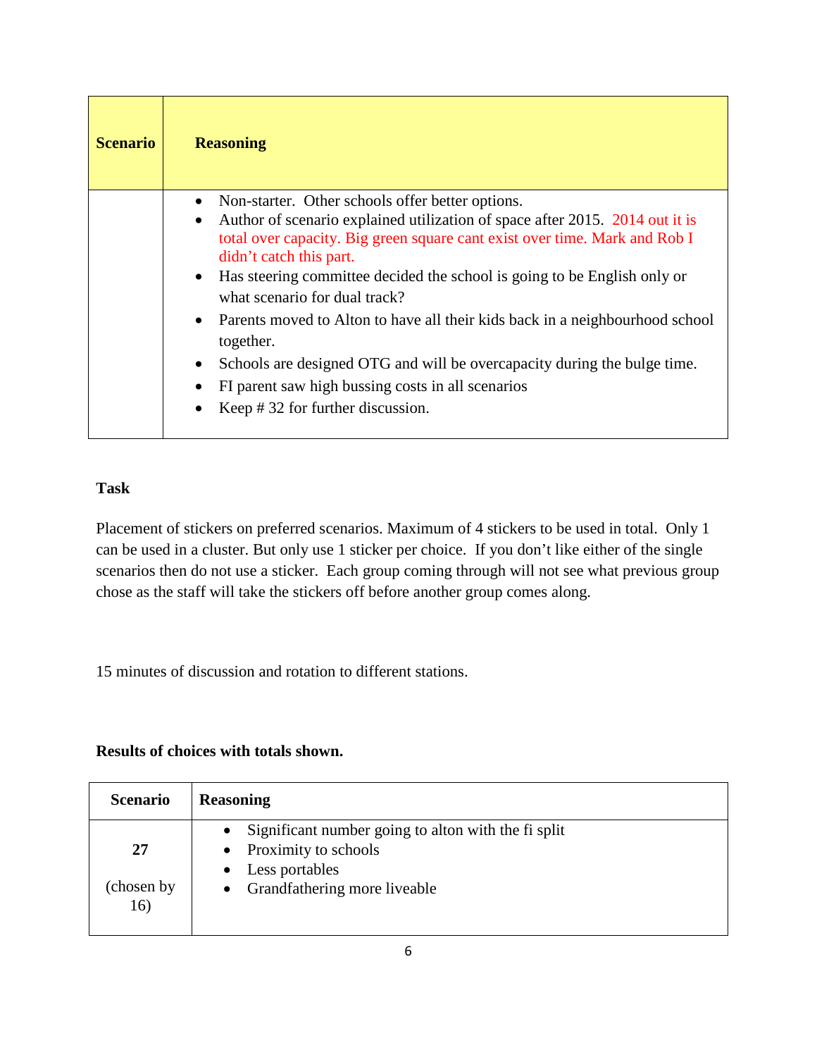| Scenario | Reasoning |
|---|---|
| | • Non-starter. Other schools offer better options.<br>• Author of scenario explained utilization of space after 2015. 2014 out it is total over capacity. Big green square cant exist over time. Mark and Rob I didn't catch this part.<br>• Has steering committee decided the school is going to be English only or what scenario for dual track?<br>• Parents moved to Alton to have all their kids back in a neighbourhood school together.<br>• Schools are designed OTG and will be overcapacity during the bulge time.<br>• FI parent saw high bussing costs in all scenarios<br>• Keep # 32 for further discussion. |

**Task**

Placement of stickers on preferred scenarios. Maximum of 4 stickers to be used in total. Only 1 can be used in a cluster. But only use 1 sticker per choice. If you don't like either of the single scenarios then do not use a sticker. Each group coming through will not see what previous group chose as the staff will take the stickers off before another group comes along.

15 minutes of discussion and rotation to different stations.

**Results of choices with totals shown.**

| Scenario | Reasoning |
|---|---|
| **27**<br><br>(chosen by 16) | • Significant number going to alton with the fi split<br>• Proximity to schools<br>• Less portables<br>• Grandfathering more liveable |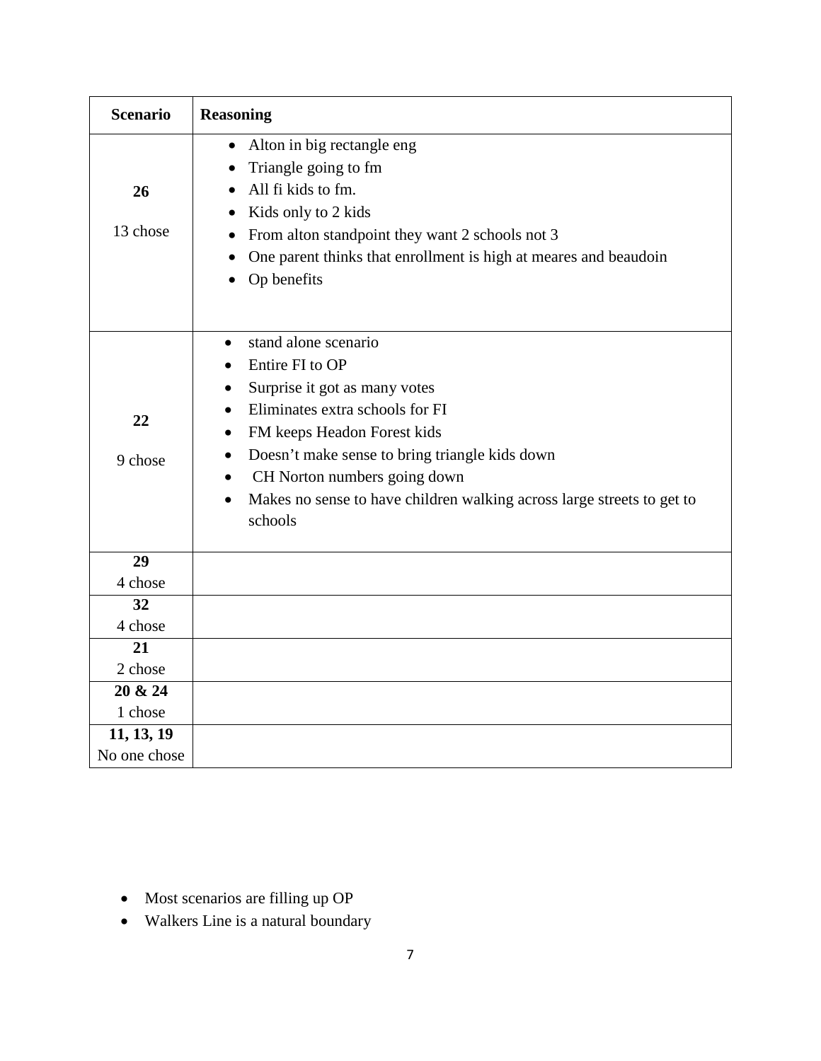| Scenario | Reasoning |
| --- | --- |
| **26**<br><br>13 chose | • Alton in big rectangle eng<br>• Triangle going to fm<br>• All fi kids to fm.<br>• Kids only to 2 kids<br>• From alton standpoint they want 2 schools not 3<br>• One parent thinks that enrollment is high at meares and beaudoin<br>• Op benefits |
| **22**<br><br>9 chose | • stand alone scenario<br>• Entire FI to OP<br>• Surprise it got as many votes<br>• Eliminates extra schools for FI<br>• FM keeps Headon Forest kids<br>• Doesn't make sense to bring triangle kids down<br>• CH Norton numbers going down<br>• Makes no sense to have children walking across large streets to get to schools |
| **29**<br>4 chose | |
| **32**<br>4 chose | |
| **21**<br>2 chose | |
| **20 & 24**<br>1 chose | |
| **11, 13, 19**<br>No one chose | |

- Most scenarios are filling up OP
- Walkers Line is a natural boundary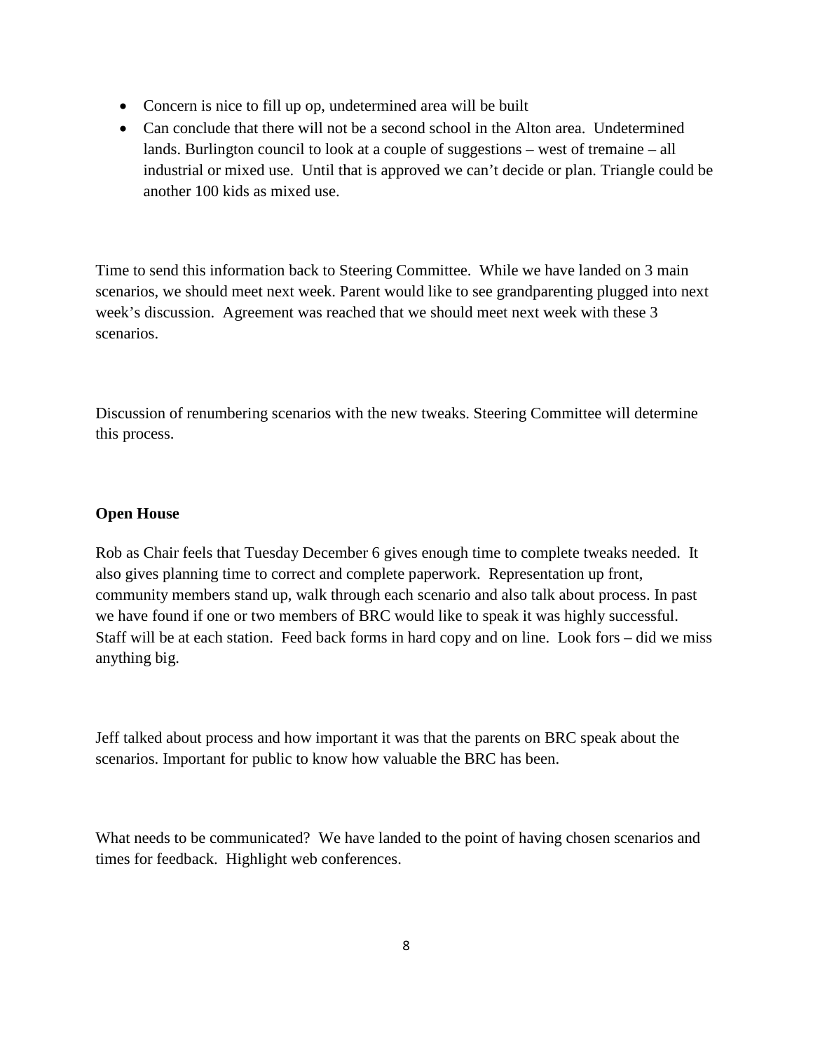- Concern is nice to fill up op, undetermined area will be built
- Can conclude that there will not be a second school in the Alton area. Undetermined lands. Burlington council to look at a couple of suggestions – west of tremaine – all industrial or mixed use. Until that is approved we can't decide or plan. Triangle could be another 100 kids as mixed use.

Time to send this information back to Steering Committee. While we have landed on 3 main scenarios, we should meet next week. Parent would like to see grandparenting plugged into next week's discussion. Agreement was reached that we should meet next week with these 3 scenarios.

Discussion of renumbering scenarios with the new tweaks. Steering Committee will determine this process.

**Open House**

Rob as Chair feels that Tuesday December 6 gives enough time to complete tweaks needed. It also gives planning time to correct and complete paperwork. Representation up front, community members stand up, walk through each scenario and also talk about process. In past we have found if one or two members of BRC would like to speak it was highly successful. Staff will be at each station. Feed back forms in hard copy and on line. Look fors – did we miss anything big.

Jeff talked about process and how important it was that the parents on BRC speak about the scenarios. Important for public to know how valuable the BRC has been.

What needs to be communicated? We have landed to the point of having chosen scenarios and times for feedback. Highlight web conferences.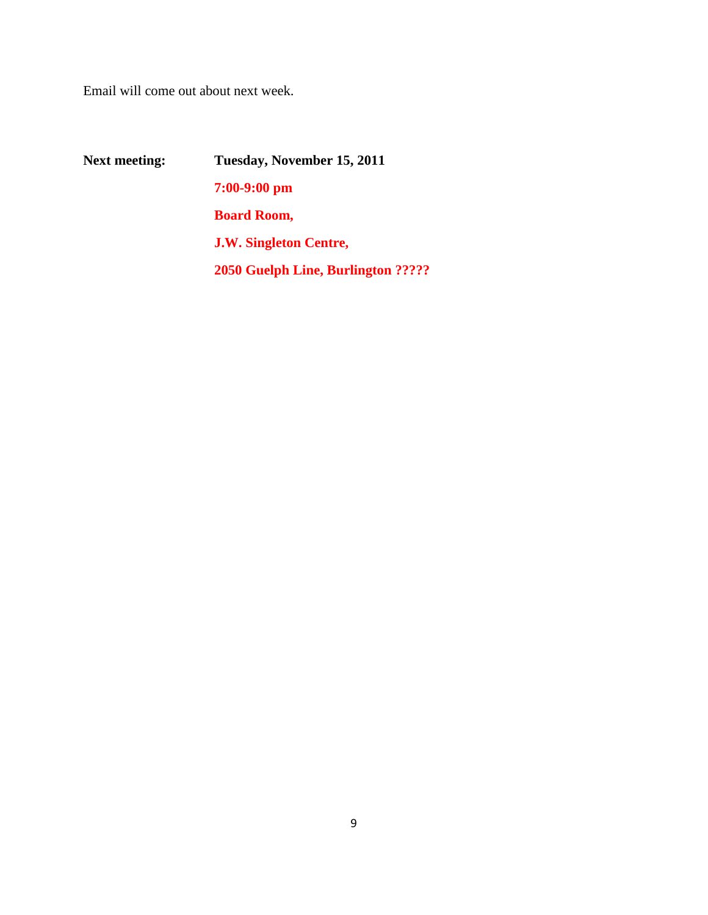Email will come out about next week.

**Next meeting:** **Tuesday, November 15, 2011**

**7:00-9:00 pm**

**Board Room,**

**J.W. Singleton Centre,**

**2050 Guelph Line, Burlington ?????**